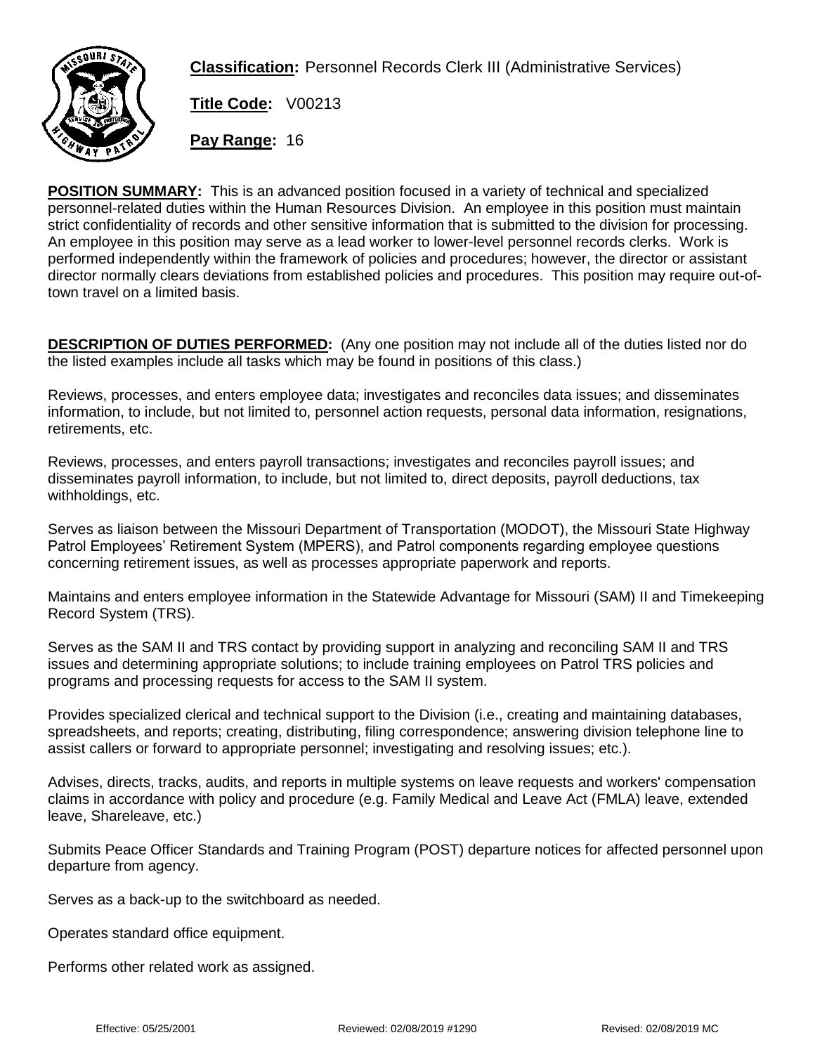**Classification:** Personnel Records Clerk III (Administrative Services)

**Title Code:** V00213

**Pay Range:** 16

**POSITION SUMMARY:** This is an advanced position focused in a variety of technical and specialized personnel-related duties within the Human Resources Division. An employee in this position must maintain strict confidentiality of records and other sensitive information that is submitted to the division for processing. An employee in this position may serve as a lead worker to lower-level personnel records clerks. Work is performed independently within the framework of policies and procedures; however, the director or assistant director normally clears deviations from established policies and procedures. This position may require out-of-town travel on a limited basis.

**DESCRIPTION OF DUTIES PERFORMED:** (Any one position may not include all of the duties listed nor do the listed examples include all tasks which may be found in positions of this class.)

Reviews, processes, and enters employee data; investigates and reconciles data issues; and disseminates information, to include, but not limited to, personnel action requests, personal data information, resignations, retirements, etc.

Reviews, processes, and enters payroll transactions; investigates and reconciles payroll issues; and disseminates payroll information, to include, but not limited to, direct deposits, payroll deductions, tax withholdings, etc.

Serves as liaison between the Missouri Department of Transportation (MODOT), the Missouri State Highway Patrol Employees' Retirement System (MPERS), and Patrol components regarding employee questions concerning retirement issues, as well as processes appropriate paperwork and reports.

Maintains and enters employee information in the Statewide Advantage for Missouri (SAM) II and Timekeeping Record System (TRS).

Serves as the SAM II and TRS contact by providing support in analyzing and reconciling SAM II and TRS issues and determining appropriate solutions; to include training employees on Patrol TRS policies and programs and processing requests for access to the SAM II system.

Provides specialized clerical and technical support to the Division (i.e., creating and maintaining databases, spreadsheets, and reports; creating, distributing, filing correspondence; answering division telephone line to assist callers or forward to appropriate personnel; investigating and resolving issues; etc.).

Advises, directs, tracks, audits, and reports in multiple systems on leave requests and workers' compensation claims in accordance with policy and procedure (e.g. Family Medical and Leave Act (FMLA) leave, extended leave, Shareleave, etc.)

Submits Peace Officer Standards and Training Program (POST) departure notices for affected personnel upon departure from agency.

Serves as a back-up to the switchboard as needed.

Operates standard office equipment.

Performs other related work as assigned.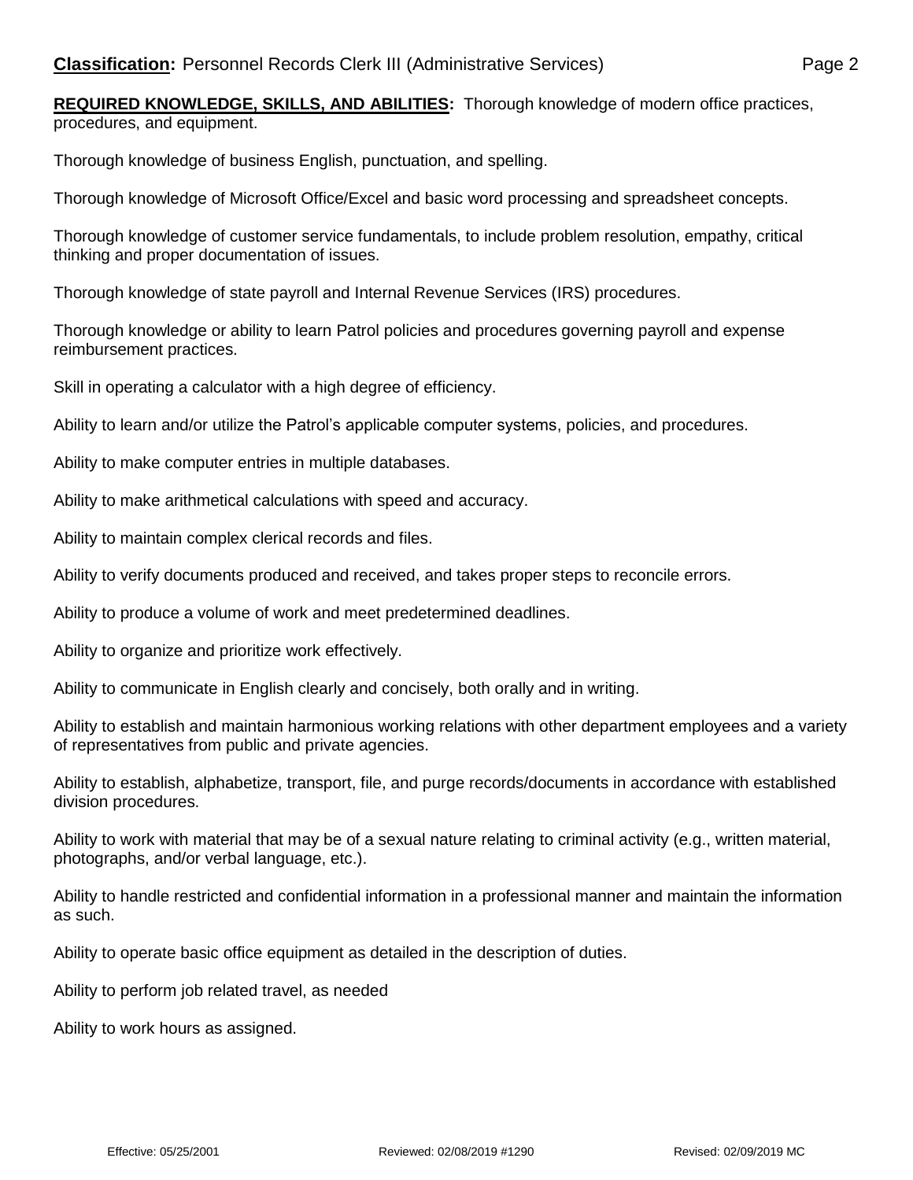**REQUIRED KNOWLEDGE, SKILLS, AND ABILITIES:** Thorough knowledge of modern office practices, procedures, and equipment.

Thorough knowledge of business English, punctuation, and spelling.

Thorough knowledge of Microsoft Office/Excel and basic word processing and spreadsheet concepts.

Thorough knowledge of customer service fundamentals, to include problem resolution, empathy, critical thinking and proper documentation of issues.

Thorough knowledge of state payroll and Internal Revenue Services (IRS) procedures.

Thorough knowledge or ability to learn Patrol policies and procedures governing payroll and expense reimbursement practices.

Skill in operating a calculator with a high degree of efficiency.

Ability to learn and/or utilize the Patrol's applicable computer systems, policies, and procedures.

Ability to make computer entries in multiple databases.

Ability to make arithmetical calculations with speed and accuracy.

Ability to maintain complex clerical records and files.

Ability to verify documents produced and received, and takes proper steps to reconcile errors.

Ability to produce a volume of work and meet predetermined deadlines.

Ability to organize and prioritize work effectively.

Ability to communicate in English clearly and concisely, both orally and in writing.

Ability to establish and maintain harmonious working relations with other department employees and a variety of representatives from public and private agencies.

Ability to establish, alphabetize, transport, file, and purge records/documents in accordance with established division procedures.

Ability to work with material that may be of a sexual nature relating to criminal activity (e.g., written material, photographs, and/or verbal language, etc.).

Ability to handle restricted and confidential information in a professional manner and maintain the information as such.

Ability to operate basic office equipment as detailed in the description of duties.

Ability to perform job related travel, as needed

Ability to work hours as assigned.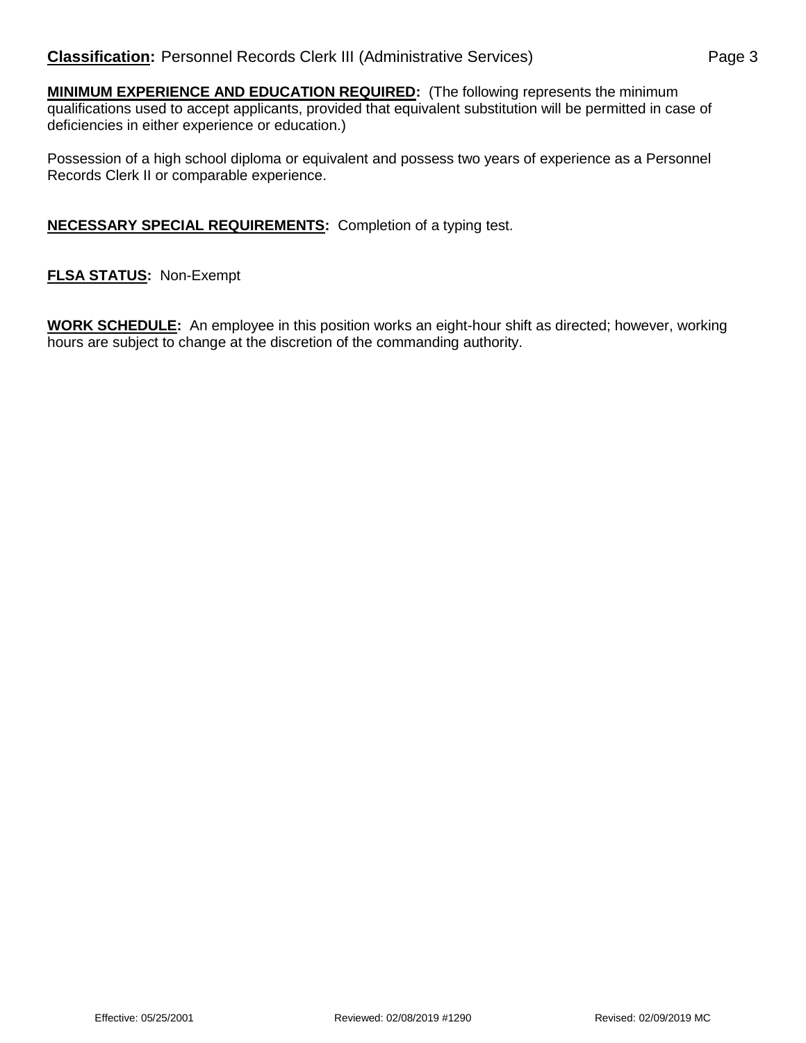**MINIMUM EXPERIENCE AND EDUCATION REQUIRED:** (The following represents the minimum qualifications used to accept applicants, provided that equivalent substitution will be permitted in case of deficiencies in either experience or education.)

Possession of a high school diploma or equivalent and possess two years of experience as a Personnel Records Clerk II or comparable experience.

**NECESSARY SPECIAL REQUIREMENTS:** Completion of a typing test.

**FLSA STATUS:** Non-Exempt

**WORK SCHEDULE:** An employee in this position works an eight-hour shift as directed; however, working hours are subject to change at the discretion of the commanding authority.